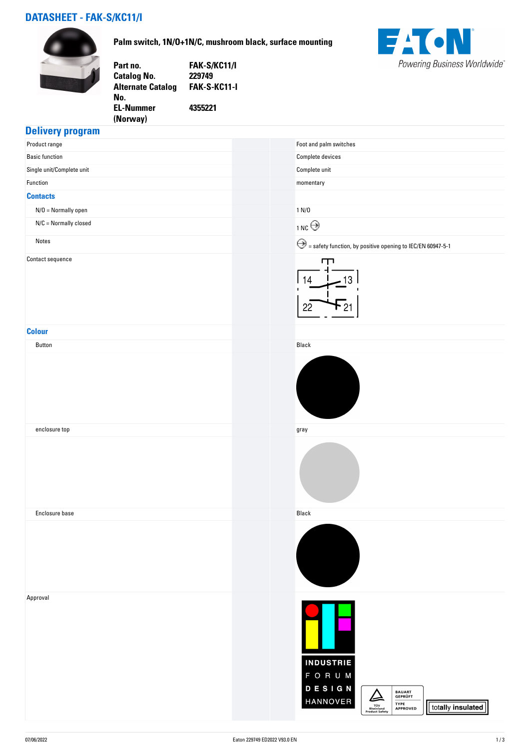# DATASHEET - FAK-S/KC11/I

**Palm switch, 1N/O+1N/C, mushroom black, surface mounting**

| | |
|---|---|
| **Part no.** | **FAK-S/KC11/I** |
| **Catalog No.** | **229749** |
| **Alternate Catalog No.** | **FAK-S-KC11-I** |
| **EL-Nummer (Norway)** | **4355221** |

## Delivery program

| | |
|---|---|
| Product range | Foot and palm switches |
| Basic function | Complete devices |
| Single unit/Complete unit | Complete unit |
| Function | momentary |
| **Contacts** | |
| N/O = Normally open | 1 N/O |
| N/C = Normally closed | 1 NC ⊖ |
| Notes | ⊖ = safety function, by positive opening to IEC/EN 60947-5-1 |
| Contact sequence | 14 – 13, 22 – 21 |
| **Colour** | |
| Button | Black |
| enclosure top | gray |
| Enclosure base | Black |
| Approval | INDUSTRIE FORUM DESIGN HANNOVER; TÜV Rheinland Product Safety BAUART GEPRÜFT TYPE APPROVED; totally insulated |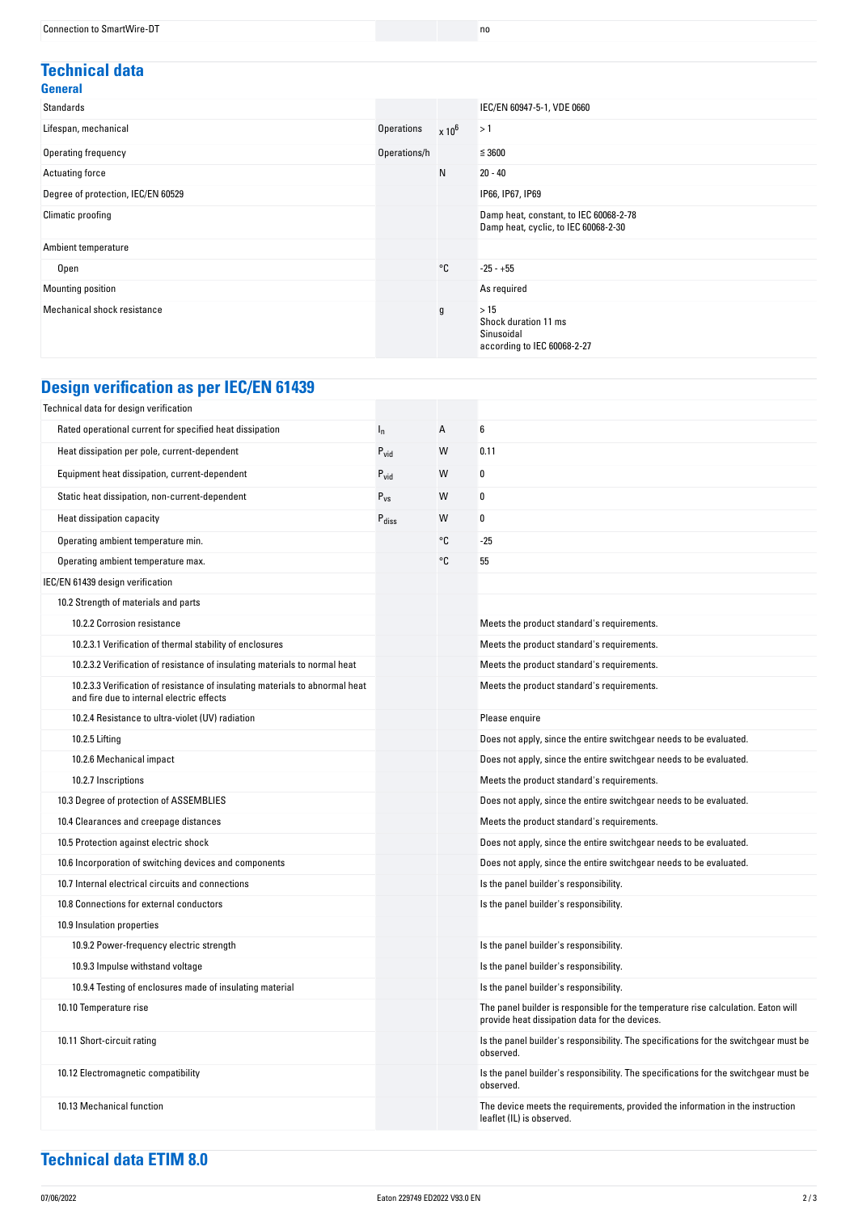| | | | |
|---|---|---|---|
| Connection to SmartWire-DT | | | no |

## Technical data

### General

| | | | |
|---|---|---|---|
| Standards | | | IEC/EN 60947-5-1, VDE 0660 |
| Lifespan, mechanical | Operations | x $10^6$ | > 1 |
| Operating frequency | Operations/h | | ≦ 3600 |
| Actuating force | | N | 20 - 40 |
| Degree of protection, IEC/EN 60529 | | | IP66, IP67, IP69 |
| Climatic proofing | | | Damp heat, constant, to IEC 60068-2-78<br>Damp heat, cyclic, to IEC 60068-2-30 |
| Ambient temperature | | | |
| Open | | °C | -25 - +55 |
| Mounting position | | | As required |
| Mechanical shock resistance | | g | > 15<br>Shock duration 11 ms<br>Sinusoidal<br>according to IEC 60068-2-27 |

## Design verification as per IEC/EN 61439

| | | | |
|---|---|---|---|
| Technical data for design verification | | | |
| Rated operational current for specified heat dissipation | $I_n$ | A | 6 |
| Heat dissipation per pole, current-dependent | $P_{vid}$ | W | 0.11 |
| Equipment heat dissipation, current-dependent | $P_{vid}$ | W | 0 |
| Static heat dissipation, non-current-dependent | $P_{vs}$ | W | 0 |
| Heat dissipation capacity | $P_{diss}$ | W | 0 |
| Operating ambient temperature min. | | °C | -25 |
| Operating ambient temperature max. | | °C | 55 |
| IEC/EN 61439 design verification | | | |
| 10.2 Strength of materials and parts | | | |
| 10.2.2 Corrosion resistance | | | Meets the product standard's requirements. |
| 10.2.3.1 Verification of thermal stability of enclosures | | | Meets the product standard's requirements. |
| 10.2.3.2 Verification of resistance of insulating materials to normal heat | | | Meets the product standard's requirements. |
| 10.2.3.3 Verification of resistance of insulating materials to abnormal heat and fire due to internal electric effects | | | Meets the product standard's requirements. |
| 10.2.4 Resistance to ultra-violet (UV) radiation | | | Please enquire |
| 10.2.5 Lifting | | | Does not apply, since the entire switchgear needs to be evaluated. |
| 10.2.6 Mechanical impact | | | Does not apply, since the entire switchgear needs to be evaluated. |
| 10.2.7 Inscriptions | | | Meets the product standard's requirements. |
| 10.3 Degree of protection of ASSEMBLIES | | | Does not apply, since the entire switchgear needs to be evaluated. |
| 10.4 Clearances and creepage distances | | | Meets the product standard's requirements. |
| 10.5 Protection against electric shock | | | Does not apply, since the entire switchgear needs to be evaluated. |
| 10.6 Incorporation of switching devices and components | | | Does not apply, since the entire switchgear needs to be evaluated. |
| 10.7 Internal electrical circuits and connections | | | Is the panel builder's responsibility. |
| 10.8 Connections for external conductors | | | Is the panel builder's responsibility. |
| 10.9 Insulation properties | | | |
| 10.9.2 Power-frequency electric strength | | | Is the panel builder's responsibility. |
| 10.9.3 Impulse withstand voltage | | | Is the panel builder's responsibility. |
| 10.9.4 Testing of enclosures made of insulating material | | | Is the panel builder's responsibility. |
| 10.10 Temperature rise | | | The panel builder is responsible for the temperature rise calculation. Eaton will provide heat dissipation data for the devices. |
| 10.11 Short-circuit rating | | | Is the panel builder's responsibility. The specifications for the switchgear must be observed. |
| 10.12 Electromagnetic compatibility | | | Is the panel builder's responsibility. The specifications for the switchgear must be observed. |
| 10.13 Mechanical function | | | The device meets the requirements, provided the information in the instruction leaflet (IL) is observed. |

## Technical data ETIM 8.0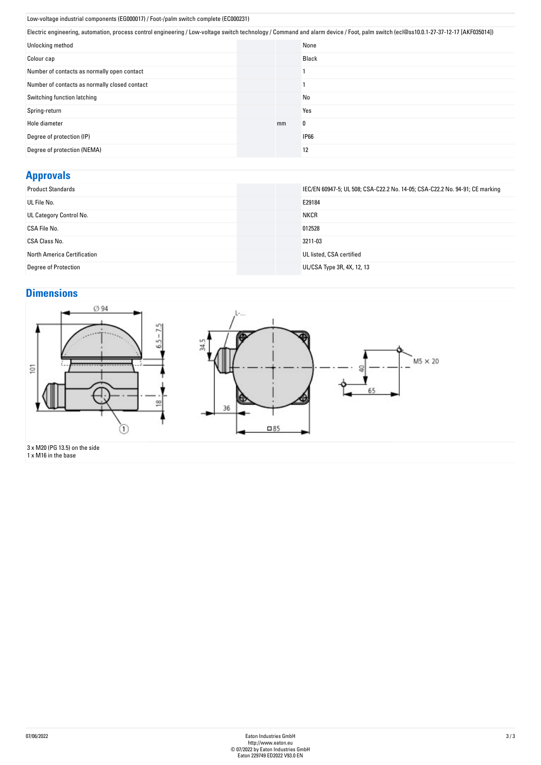Low-voltage industrial components (EG000017) / Foot-/palm switch complete (EC000231)

Electric engineering, automation, process control engineering / Low-voltage switch technology / Command and alarm device / Foot, palm switch (ecl@ss10.0.1-27-37-12-17 [AKF035014])

| | | |
|---|---|---|
| Unlocking method | | None |
| Colour cap | | Black |
| Number of contacts as normally open contact | | 1 |
| Number of contacts as normally closed contact | | 1 |
| Switching function latching | | No |
| Spring-return | | Yes |
| Hole diameter | mm | 0 |
| Degree of protection (IP) | | IP66 |
| Degree of protection (NEMA) | | 12 |

## Approvals

| | |
|---|---|
| Product Standards | IEC/EN 60947-5; UL 508; CSA-C22.2 No. 14-05; CSA-C22.2 No. 94-91; CE marking |
| UL File No. | E29184 |
| UL Category Control No. | NKCR |
| CSA File No. | 012528 |
| CSA Class No. | 3211-03 |
| North America Certification | UL listed, CSA certified |
| Degree of Protection | UL/CSA Type 3R, 4X, 12, 13 |

## Dimensions

Ø 94
101
6.5 – 7.5
18
1
34.5
L-...
36
□85
40
65
M5 × 20

3 x M20 (PG 13.5) on the side
1 x M16 in the base